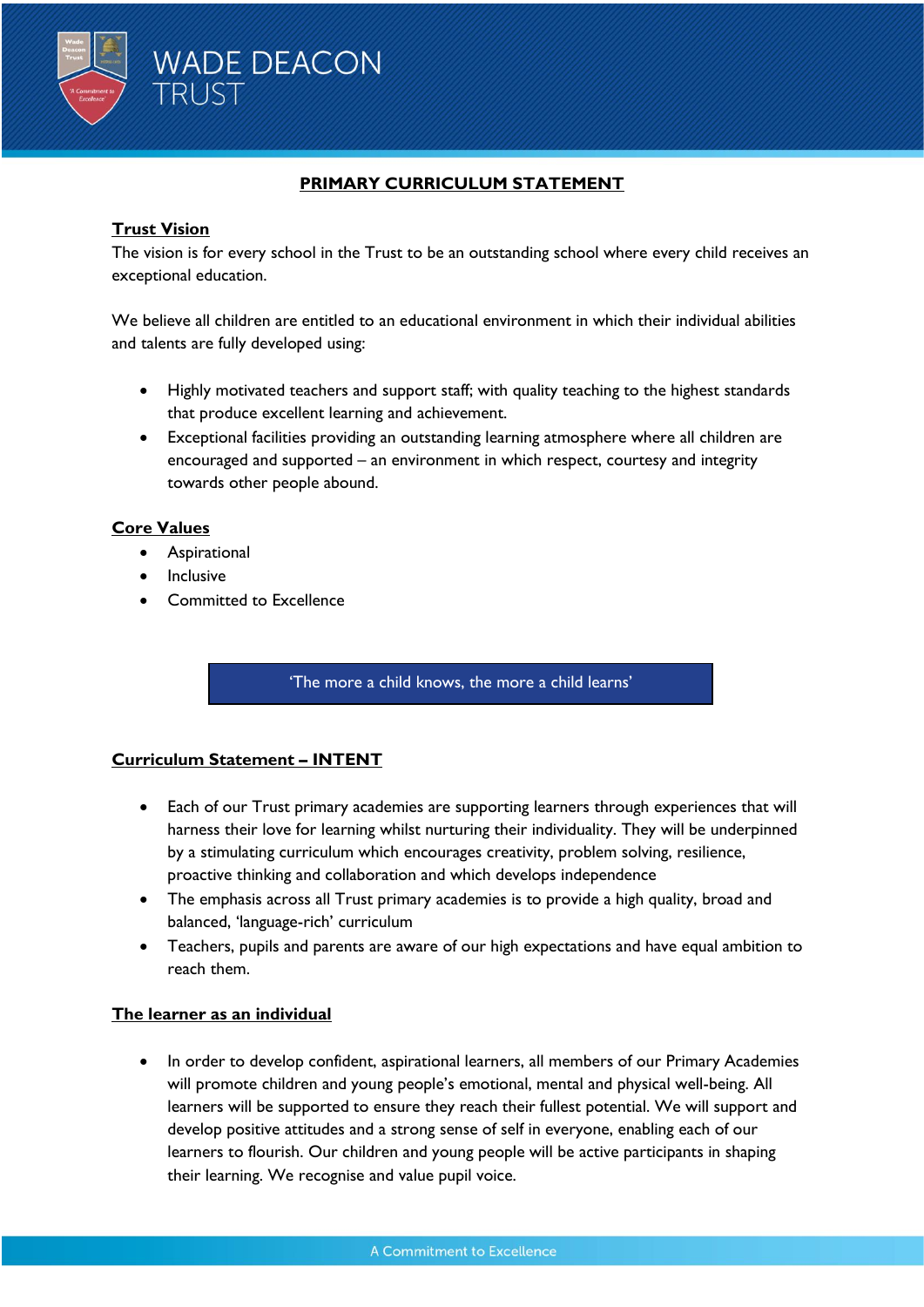# PRIMARY CURRICULUM STATEMENT

## Trust Vision

The vision is for every school in the Trust to be an outstanding school where every child receives an exceptional education.

We believe all children are entitled to an educational environment in which their individual abilities and talents are fully developed using:

- Highly motivated teachers and support staff; with quality teaching to the highest standards that produce excellent learning and achievement.
- Exceptional facilities providing an outstanding learning atmosphere where all children are encouraged and supported – an environment in which respect, courtesy and integrity towards other people abound.

## Core Values

- Aspirational
- Inclusive
- Committed to Excellence

'The more a child knows, the more a child learns'

## Curriculum Statement – INTENT

- Each of our Trust primary academies are supporting learners through experiences that will harness their love for learning whilst nurturing their individuality. They will be underpinned by a stimulating curriculum which encourages creativity, problem solving, resilience, proactive thinking and collaboration and which develops independence
- The emphasis across all Trust primary academies is to provide a high quality, broad and balanced, 'language-rich' curriculum
- Teachers, pupils and parents are aware of our high expectations and have equal ambition to reach them.

## The learner as an individual

- In order to develop confident, aspirational learners, all members of our Primary Academies will promote children and young people's emotional, mental and physical well-being. All learners will be supported to ensure they reach their fullest potential. We will support and develop positive attitudes and a strong sense of self in everyone, enabling each of our learners to flourish. Our children and young people will be active participants in shaping their learning. We recognise and value pupil voice.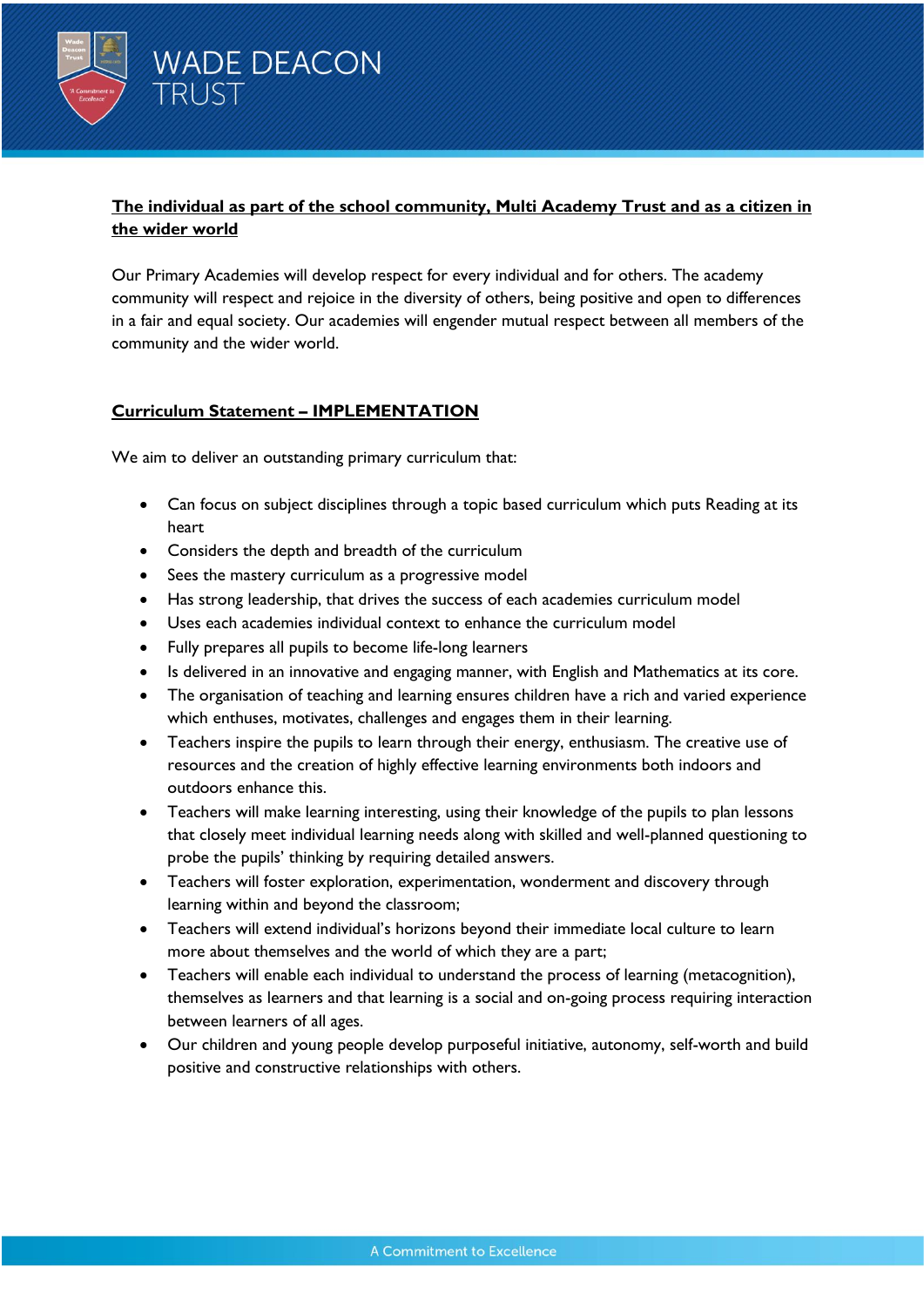**The individual as part of the school community, Multi Academy Trust and as a citizen in the wider world**

Our Primary Academies will develop respect for every individual and for others. The academy community will respect and rejoice in the diversity of others, being positive and open to differences in a fair and equal society. Our academies will engender mutual respect between all members of the community and the wider world.

**Curriculum Statement – IMPLEMENTATION**

We aim to deliver an outstanding primary curriculum that:

- Can focus on subject disciplines through a topic based curriculum which puts Reading at its heart
- Considers the depth and breadth of the curriculum
- Sees the mastery curriculum as a progressive model
- Has strong leadership, that drives the success of each academies curriculum model
- Uses each academies individual context to enhance the curriculum model
- Fully prepares all pupils to become life-long learners
- Is delivered in an innovative and engaging manner, with English and Mathematics at its core.
- The organisation of teaching and learning ensures children have a rich and varied experience which enthuses, motivates, challenges and engages them in their learning.
- Teachers inspire the pupils to learn through their energy, enthusiasm. The creative use of resources and the creation of highly effective learning environments both indoors and outdoors enhance this.
- Teachers will make learning interesting, using their knowledge of the pupils to plan lessons that closely meet individual learning needs along with skilled and well-planned questioning to probe the pupils' thinking by requiring detailed answers.
- Teachers will foster exploration, experimentation, wonderment and discovery through learning within and beyond the classroom;
- Teachers will extend individual's horizons beyond their immediate local culture to learn more about themselves and the world of which they are a part;
- Teachers will enable each individual to understand the process of learning (metacognition), themselves as learners and that learning is a social and on-going process requiring interaction between learners of all ages.
- Our children and young people develop purposeful initiative, autonomy, self-worth and build positive and constructive relationships with others.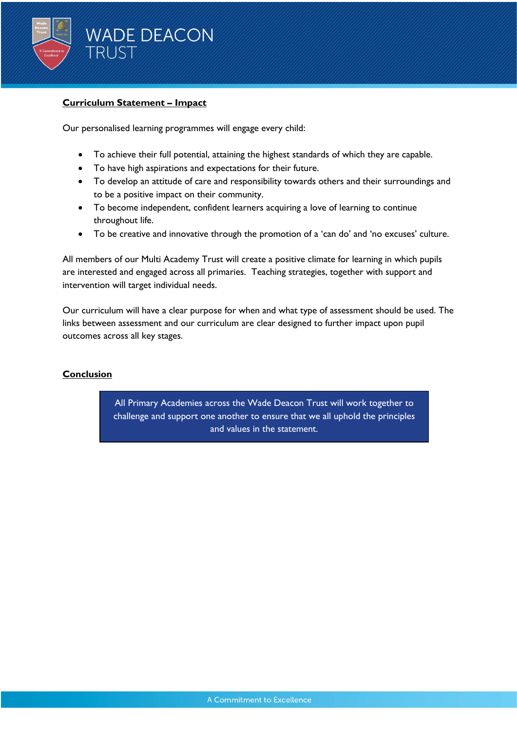## Curriculum Statement – Impact

Our personalised learning programmes will engage every child:

- To achieve their full potential, attaining the highest standards of which they are capable.
- To have high aspirations and expectations for their future.
- To develop an attitude of care and responsibility towards others and their surroundings and to be a positive impact on their community.
- To become independent, confident learners acquiring a love of learning to continue throughout life.
- To be creative and innovative through the promotion of a 'can do' and 'no excuses' culture.

All members of our Multi Academy Trust will create a positive climate for learning in which pupils are interested and engaged across all primaries. Teaching strategies, together with support and intervention will target individual needs.

Our curriculum will have a clear purpose for when and what type of assessment should be used. The links between assessment and our curriculum are clear designed to further impact upon pupil outcomes across all key stages.

## Conclusion

All Primary Academies across the Wade Deacon Trust will work together to challenge and support one another to ensure that we all uphold the principles and values in the statement.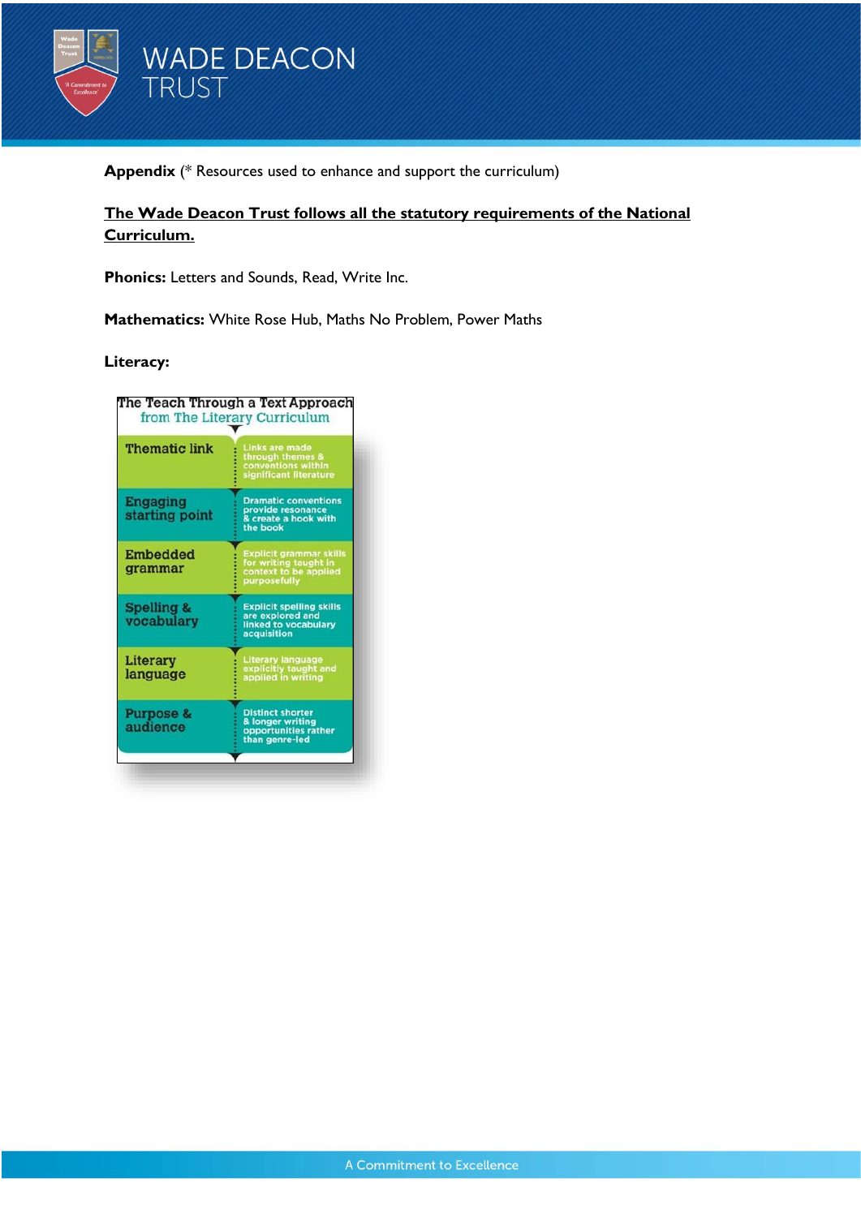**Appendix** (* Resources used to enhance and support the curriculum)

**The Wade Deacon Trust follows all the statutory requirements of the National Curriculum.**

**Phonics:** Letters and Sounds, Read, Write Inc.

**Mathematics:** White Rose Hub, Maths No Problem, Power Maths

**Literacy:**

The Teach Through a Text Approach from The Literary Curriculum

| | |
|---|---|
| Thematic link | Links are made through themes & conventions within significant literature |
| Engaging starting point | Dramatic conventions provide resonance & create a hook with the book |
| Embedded grammar | Explicit grammar skills for writing taught in context to be applied purposefully |
| Spelling & vocabulary | Explicit spelling skills are explored and linked to vocabulary acquisition |
| Literary language | Literary language explicitly taught and applied in writing |
| Purpose & audience | Distinct shorter & longer writing opportunities rather than genre-led |